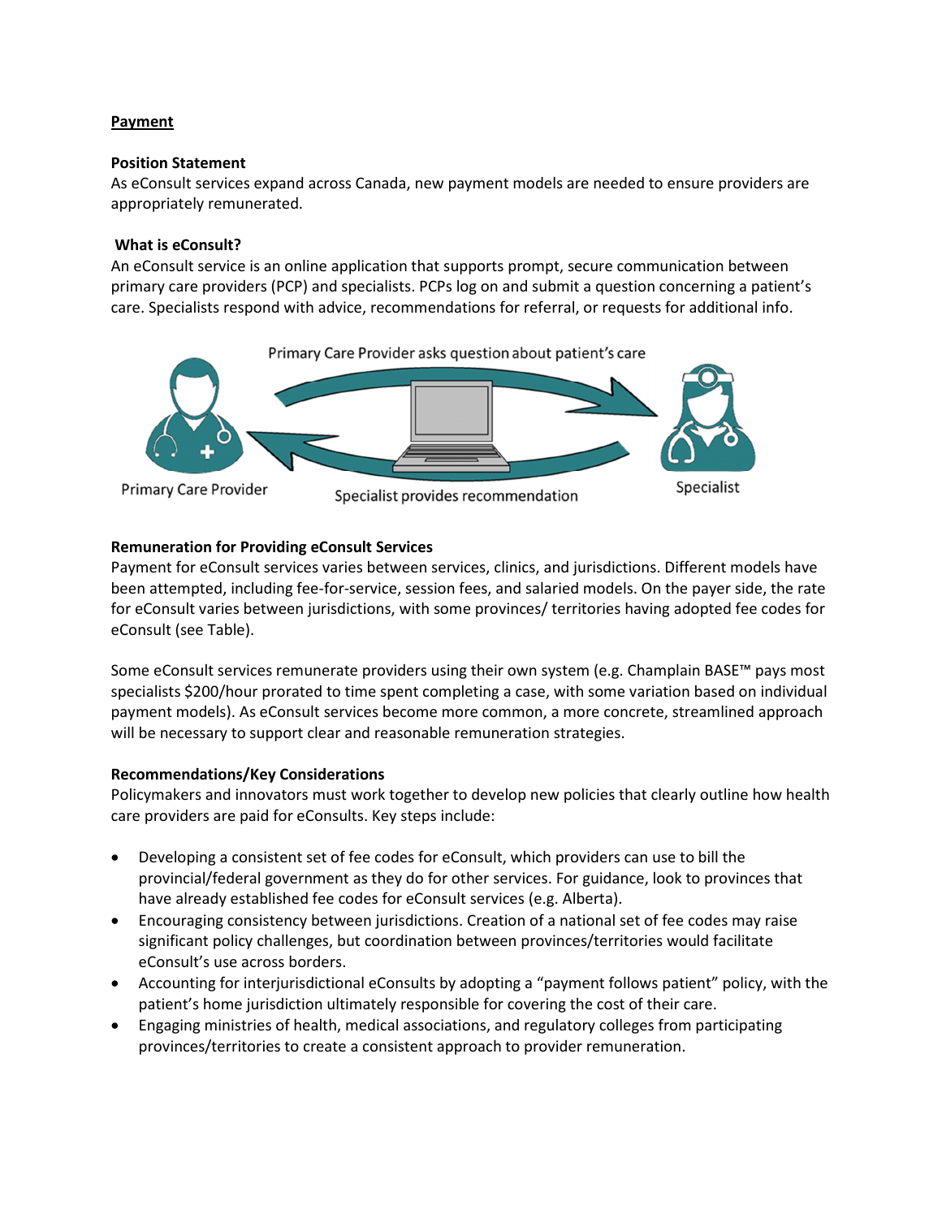**Payment**

**Position Statement**
As eConsult services expand across Canada, new payment models are needed to ensure providers are appropriately remunerated.

**What is eConsult?**
An eConsult service is an online application that supports prompt, secure communication between primary care providers (PCP) and specialists. PCPs log on and submit a question concerning a patient's care. Specialists respond with advice, recommendations for referral, or requests for additional info.

Primary Care Provider asks question about patient's care

Primary Care Provider

Specialist provides recommendation

Specialist

**Remuneration for Providing eConsult Services**
Payment for eConsult services varies between services, clinics, and jurisdictions. Different models have been attempted, including fee-for-service, session fees, and salaried models. On the payer side, the rate for eConsult varies between jurisdictions, with some provinces/ territories having adopted fee codes for eConsult (see Table).

Some eConsult services remunerate providers using their own system (e.g. Champlain BASE™ pays most specialists $200/hour prorated to time spent completing a case, with some variation based on individual payment models). As eConsult services become more common, a more concrete, streamlined approach will be necessary to support clear and reasonable remuneration strategies.

**Recommendations/Key Considerations**
Policymakers and innovators must work together to develop new policies that clearly outline how health care providers are paid for eConsults. Key steps include:

- Developing a consistent set of fee codes for eConsult, which providers can use to bill the provincial/federal government as they do for other services. For guidance, look to provinces that have already established fee codes for eConsult services (e.g. Alberta).
- Encouraging consistency between jurisdictions. Creation of a national set of fee codes may raise significant policy challenges, but coordination between provinces/territories would facilitate eConsult's use across borders.
- Accounting for interjurisdictional eConsults by adopting a "payment follows patient" policy, with the patient's home jurisdiction ultimately responsible for covering the cost of their care.
- Engaging ministries of health, medical associations, and regulatory colleges from participating provinces/territories to create a consistent approach to provider remuneration.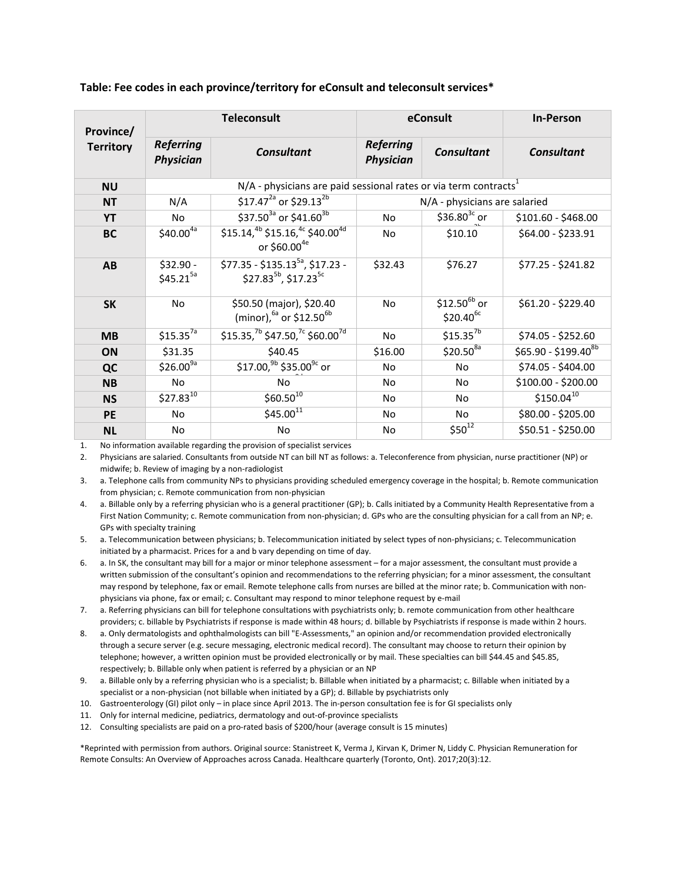**Table: Fee codes in each province/territory for eConsult and teleconsult services***

| Province/ Territory | Teleconsult | | eConsult | | In-Person |
|---|---|---|---|---|---|
| | ***Referring Physician*** | ***Consultant*** | ***Referring Physician*** | ***Consultant*** | ***Consultant*** |
| **NU** | N/A - physicians are paid sessional rates or via term contracts[1] | | | | |
| **NT** | N/A | $17.47[2a] or $29.13[2b] | N/A - physicians are salaried | | |
| **YT** | No | $37.50[3a] or $41.60[3b] | No | $36.80[3c] or | $101.60 - $468.00 |
| **BC** | $40.00[4a] | $15.14,[4b] $15.16,[4c] $40.00[4d] or $60.00[4e] | No | $10.10 | $64.00 - $233.91 |
| **AB** | $32.90 - $45.21[5a] | $77.35 - $135.13[5a], $17.23 - $27.83[5b], $17.23[5c] | $32.43 | $76.27 | $77.25 - $241.82 |
| **SK** | No | $50.50 (major), $20.40 (minor),[6a] or $12.50[6b] | No | $12.50[6b] or $20.40[6c] | $61.20 - $229.40 |
| **MB** | $15.35[7a] | $15.35,[7b] $47.50,[7c] $60.00[7d] | No | $15.35[7b] | $74.05 - $252.60 |
| **ON** | $31.35 | $40.45 | $16.00 | $20.50[8a] | $65.90 - $199.40[8b] |
| **QC** | $26.00[9a] | $17.00,[9b] $35.00[9c] or | No | No | $74.05 - $404.00 |
| **NB** | No | No | No | No | $100.00 - $200.00 |
| **NS** | $27.83[10] | $60.50[10] | No | No | $150.04[10] |
| **PE** | No | $45.00[11] | No | No | $80.00 - $205.00 |
| **NL** | No | No | No | $50[12] | $50.51 - $250.00 |

1. No information available regarding the provision of specialist services
2. Physicians are salaried. Consultants from outside NT can bill NT as follows: a. Teleconference from physician, nurse practitioner (NP) or midwife; b. Review of imaging by a non-radiologist
3. a. Telephone calls from community NPs to physicians providing scheduled emergency coverage in the hospital; b. Remote communication from physician; c. Remote communication from non-physician
4. a. Billable only by a referring physician who is a general practitioner (GP); b. Calls initiated by a Community Health Representative from a First Nation Community; c. Remote communication from non-physician; d. GPs who are the consulting physician for a call from an NP; e. GPs with specialty training
5. a. Telecommunication between physicians; b. Telecommunication initiated by select types of non-physicians; c. Telecommunication initiated by a pharmacist. Prices for a and b vary depending on time of day.
6. a. In SK, the consultant may bill for a major or minor telephone assessment – for a major assessment, the consultant must provide a written submission of the consultant's opinion and recommendations to the referring physician; for a minor assessment, the consultant may respond by telephone, fax or email. Remote telephone calls from nurses are billed at the minor rate; b. Communication with non-physicians via phone, fax or email; c. Consultant may respond to minor telephone request by e-mail
7. a. Referring physicians can bill for telephone consultations with psychiatrists only; b. remote communication from other healthcare providers; c. billable by Psychiatrists if response is made within 48 hours; d. billable by Psychiatrists if response is made within 2 hours.
8. a. Only dermatologists and ophthalmologists can bill "E-Assessments," an opinion and/or recommendation provided electronically through a secure server (e.g. secure messaging, electronic medical record). The consultant may choose to return their opinion by telephone; however, a written opinion must be provided electronically or by mail. These specialties can bill $44.45 and $45.85, respectively; b. Billable only when patient is referred by a physician or an NP
9. a. Billable only by a referring physician who is a specialist; b. Billable when initiated by a pharmacist; c. Billable when initiated by a specialist or a non-physician (not billable when initiated by a GP); d. Billable by psychiatrists only
10. Gastroenterology (GI) pilot only – in place since April 2013. The in-person consultation fee is for GI specialists only
11. Only for internal medicine, pediatrics, dermatology and out-of-province specialists
12. Consulting specialists are paid on a pro-rated basis of $200/hour (average consult is 15 minutes)

*Reprinted with permission from authors. Original source: Stanistreet K, Verma J, Kirvan K, Drimer N, Liddy C. Physician Remuneration for Remote Consults: An Overview of Approaches across Canada. Healthcare quarterly (Toronto, Ont). 2017;20(3):12.